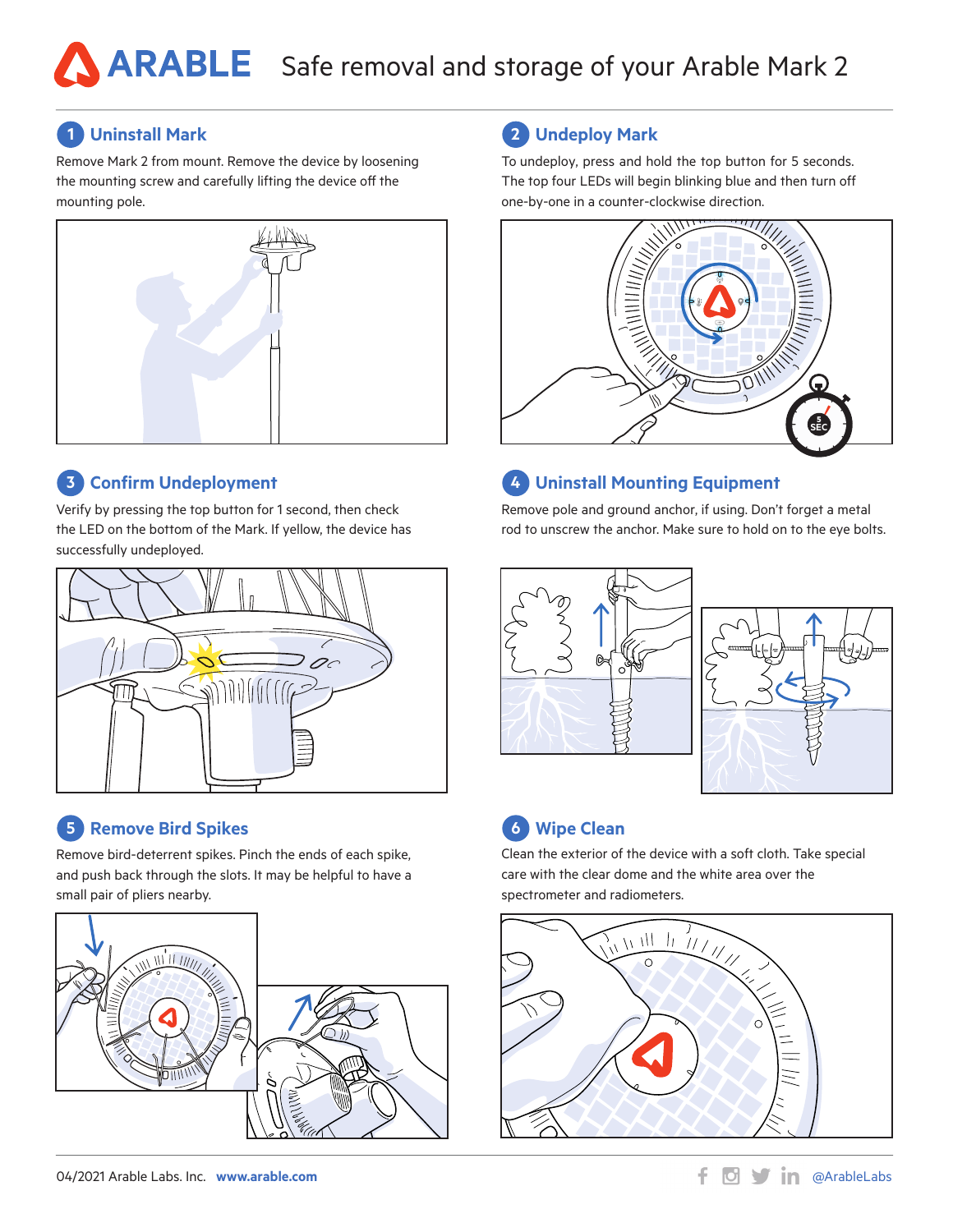# ARABLE Safe removal and storage of your Arable Mark 2

## 1 Uninstall Mark

Remove Mark 2 from mount. Remove the device by loosening the mounting screw and carefully lifting the device off the mounting pole.

## 2 Undeploy Mark

To undeploy, press and hold the top button for 5 seconds. The top four LEDs will begin blinking blue and then turn off one-by-one in a counter-clockwise direction.

## 3 Confirm Undeployment

Verify by pressing the top button for 1 second, then check the LED on the bottom of the Mark. If yellow, the device has successfully undeployed.

## 4 Uninstall Mounting Equipment

Remove pole and ground anchor, if using. Don't forget a metal rod to unscrew the anchor. Make sure to hold on to the eye bolts.

## 5 Remove Bird Spikes

Remove bird-deterrent spikes. Pinch the ends of each spike, and push back through the slots. It may be helpful to have a small pair of pliers nearby.

## 6 Wipe Clean

Clean the exterior of the device with a soft cloth. Take special care with the clear dome and the white area over the spectrometer and radiometers.

04/2021 Arable Labs. Inc. **www.arable.com** @ArableLabs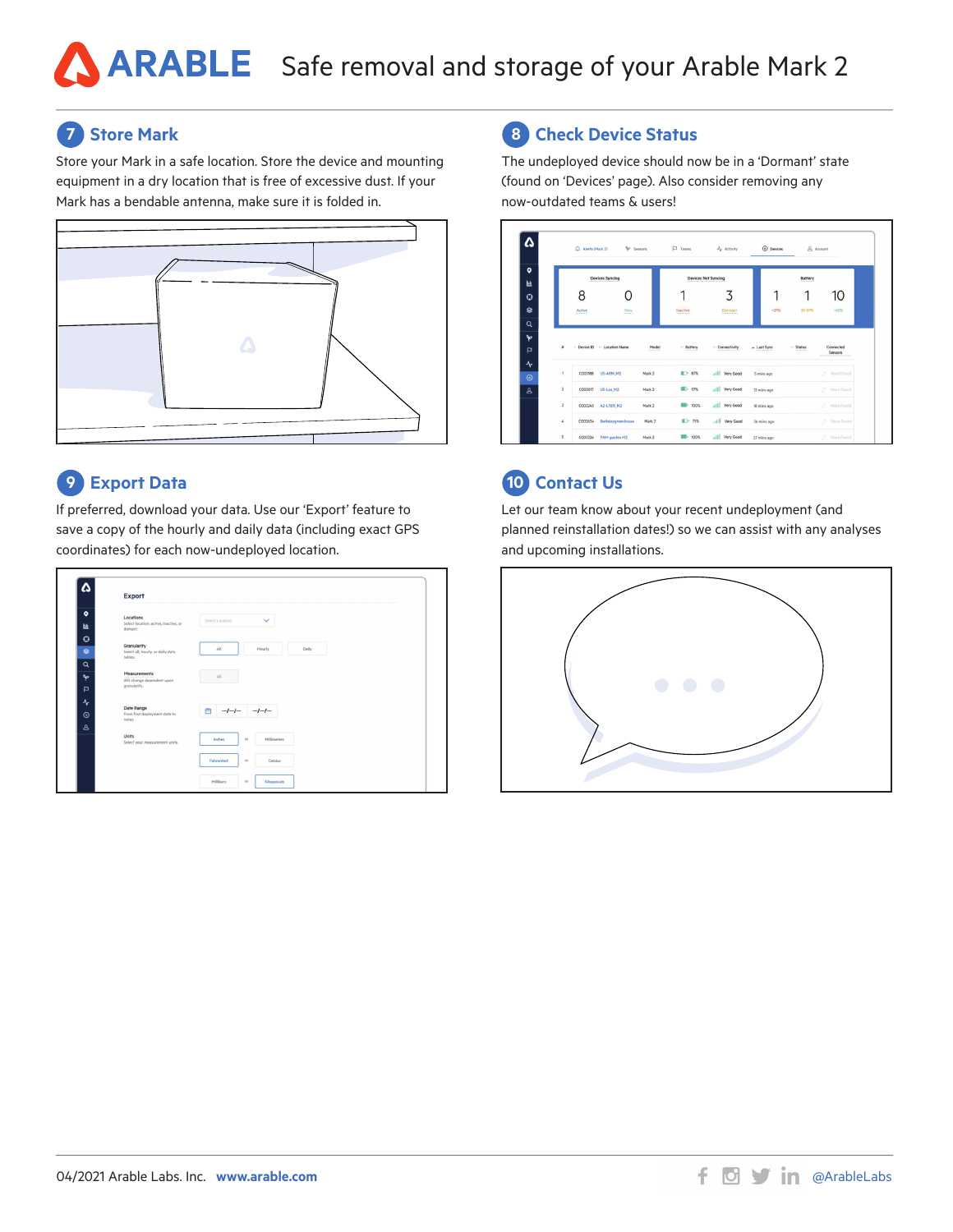# ARABLE Safe removal and storage of your Arable Mark 2

## 7 Store Mark

Store your Mark in a safe location. Store the device and mounting equipment in a dry location that is free of excessive dust. If your Mark has a bendable antenna, make sure it is folded in.

## 8 Check Device Status

The undeployed device should now be in a 'Dormant' state (found on 'Devices' page). Also consider removing any now-outdated teams & users!

## 9 Export Data

If preferred, download your data. Use our 'Export' feature to save a copy of the hourly and daily data (including exact GPS coordinates) for each now-undeployed location.

## 10 Contact Us

Let our team know about your recent undeployment (and planned reinstallation dates!) so we can assist with any analyses and upcoming installations.

04/2021 Arable Labs. Inc. www.arable.com @ArableLabs